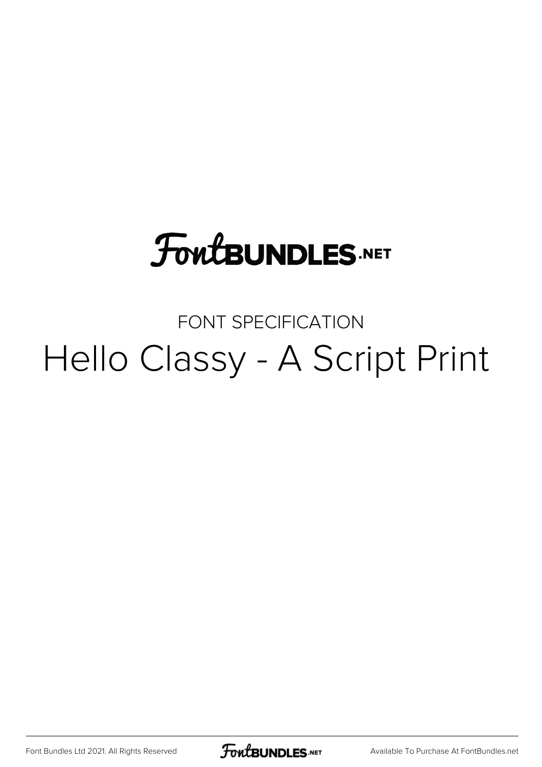FontBUNDLES.NET

FONT SPECIFICATION

# Hello Classy - A Script Print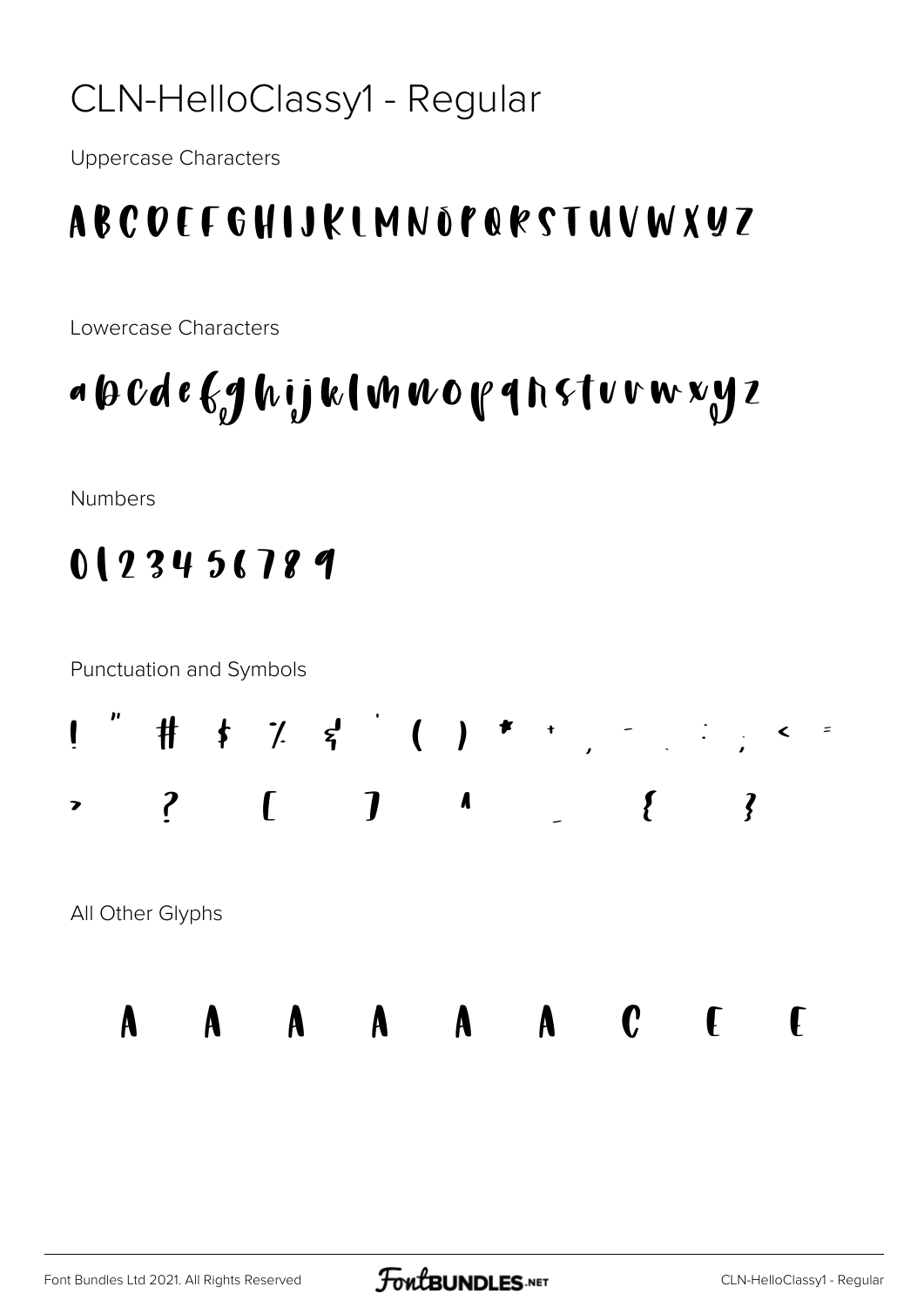# CLN-HelloClassy1 - Regular

Uppercase Characters

A B C D E F G H I J K L M N O P Q R S T U V W X Y Z

Lowercase Characters

a b c d e f g h i j k l m n o p q r s t u v w x y z

Numbers

0 1 2 3 4 5 6 7 8 9

Punctuation and Symbols

! " # $ % & ' ( ) * + , - . : ; < =

> ? [ ] ^ _ { }

All Other Glyphs

À Á Â Ã Ä Å Ç È É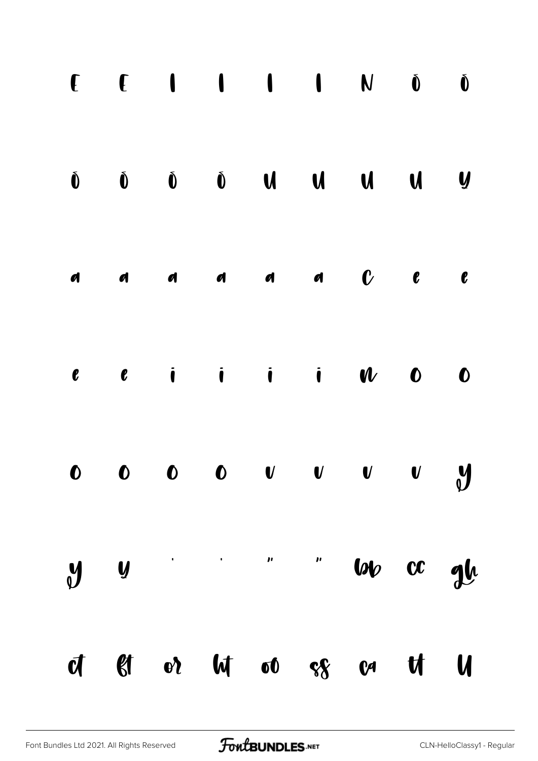E E I I I I N O O

O O O O U U U U Y

a a a a a a c e e

e e i i i i n o o

o o o o u u u u y

y y ' ' " " bb cc gh

ct ft or ht oo ss ca tt U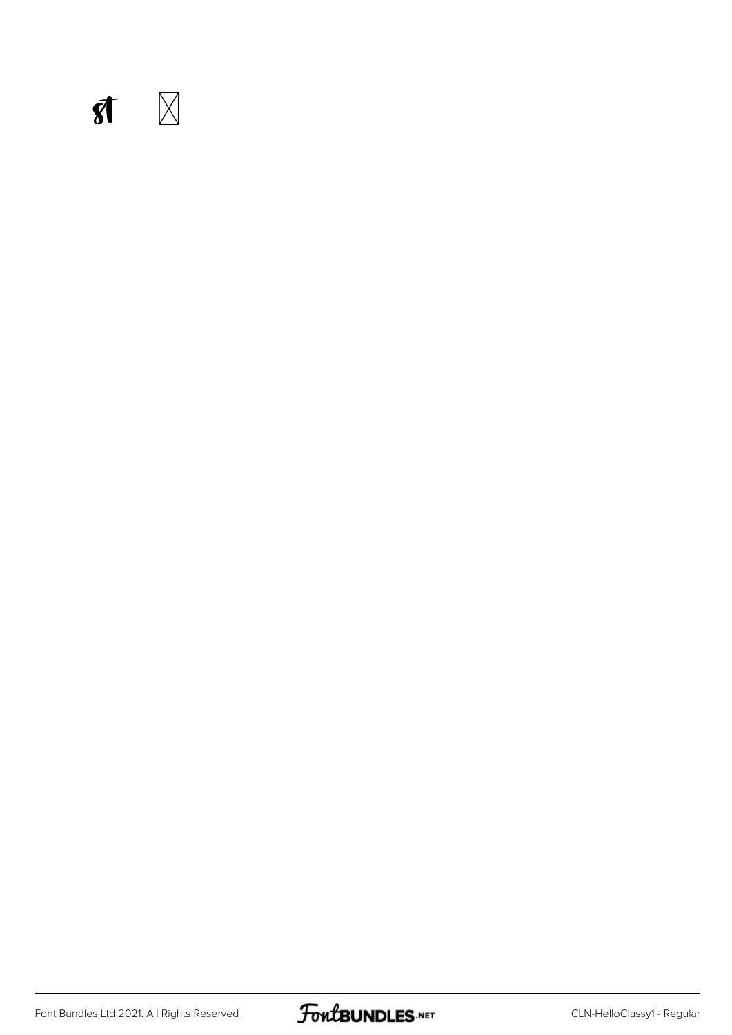st ⊠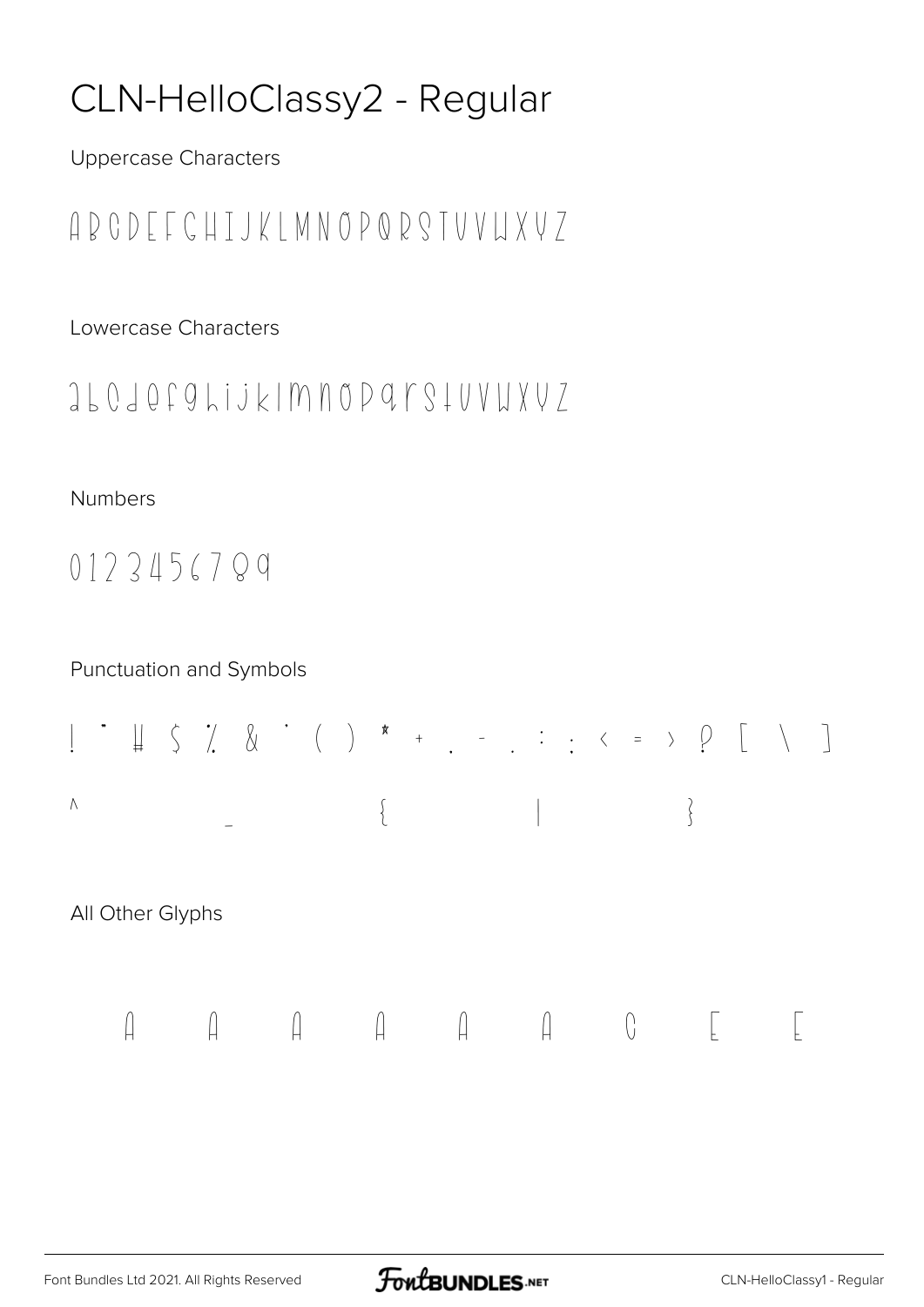# CLN-HelloClassy2 - Regular

Uppercase Characters

A B C D E F G H I J K L M N O P Q R S T U V W X Y Z

Lowercase Characters

a b c d e f g h i j k l m n o p q r s t u v w x y z

Numbers

0 1 2 3 4 5 6 7 8 9

Punctuation and Symbols

! " # $ % & ' ( ) * + , - . : ; < = > ? [ \ ]

^ _ { | }

All Other Glyphs

À Á Â Ã Ä Å Ç È É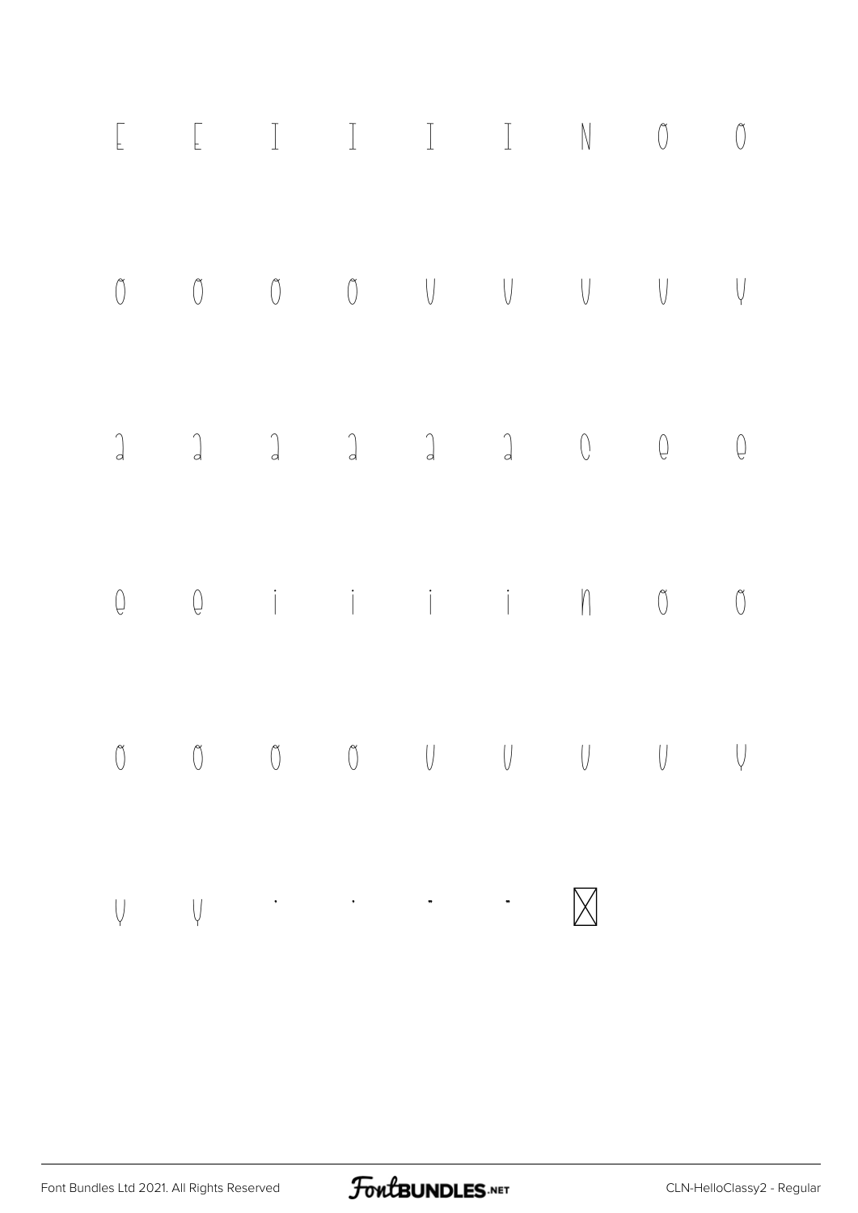E E I I I I N O O

O O O O U U U U Y

a a a a a a c e e

e e i i i i n o o

o o o o u u u u y

y y ' ' " "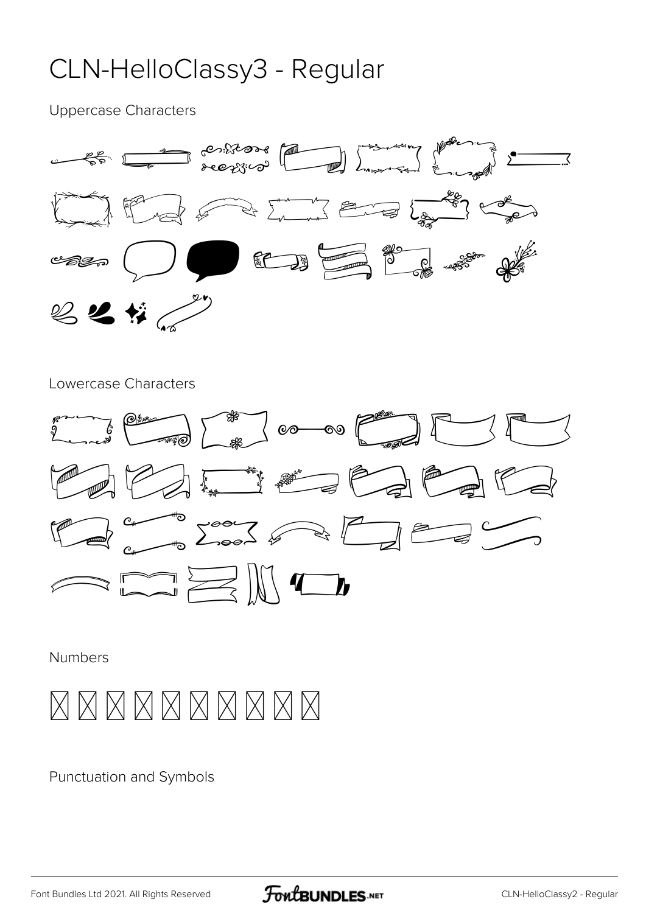# CLN-HelloClassy3 - Regular

Uppercase Characters

Lowercase Characters

Numbers

Punctuation and Symbols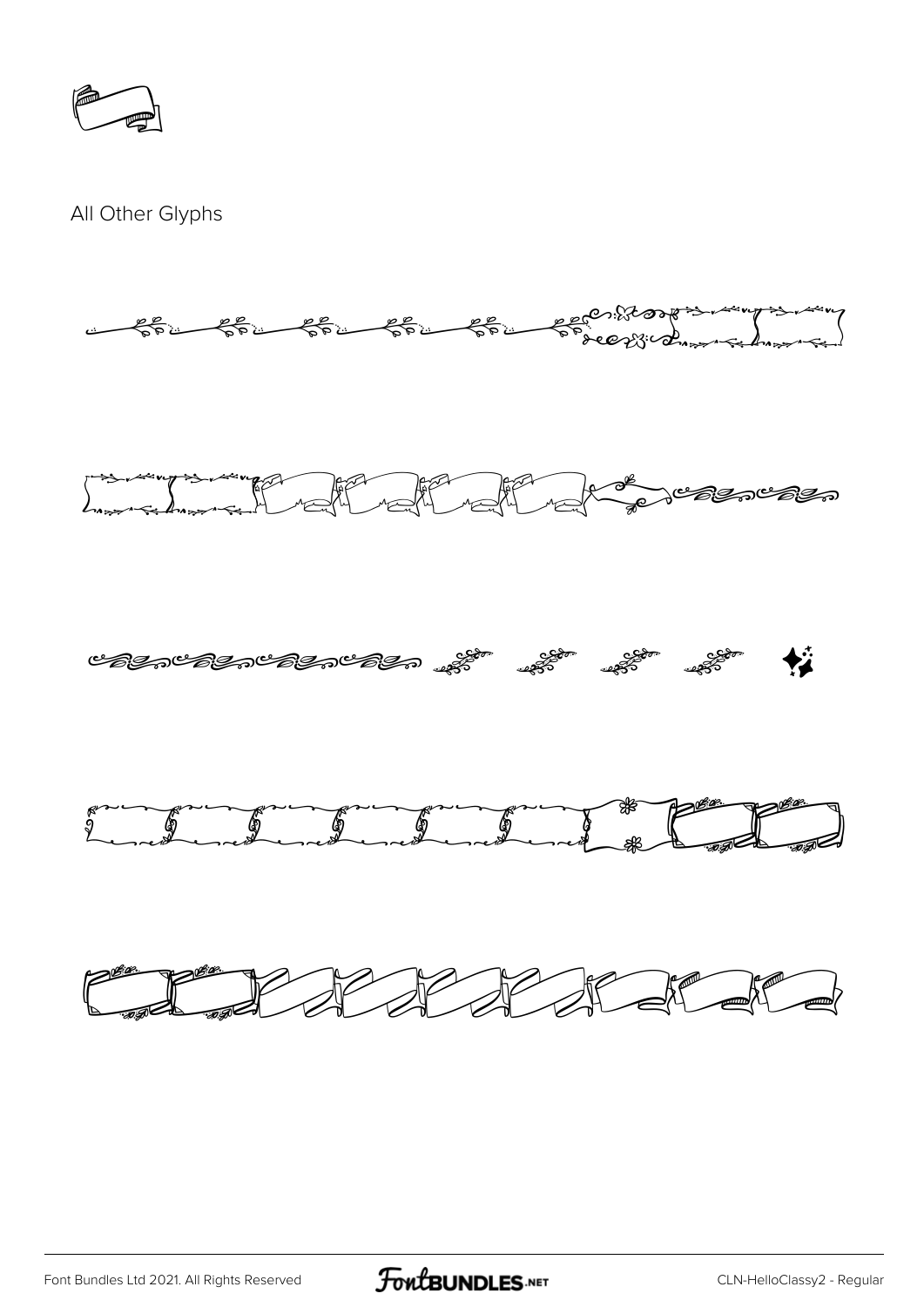All Other Glyphs